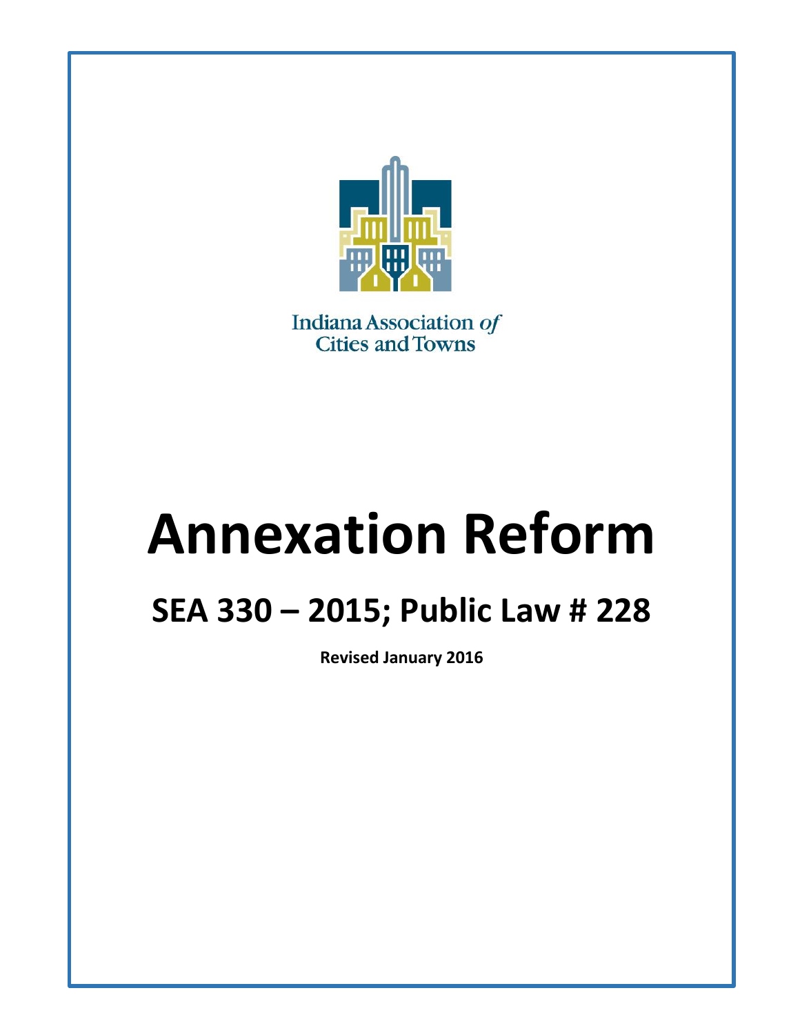Indiana Association *of* Cities and Towns

# Annexation Reform

## SEA 330 – 2015; Public Law # 228

**Revised January 2016**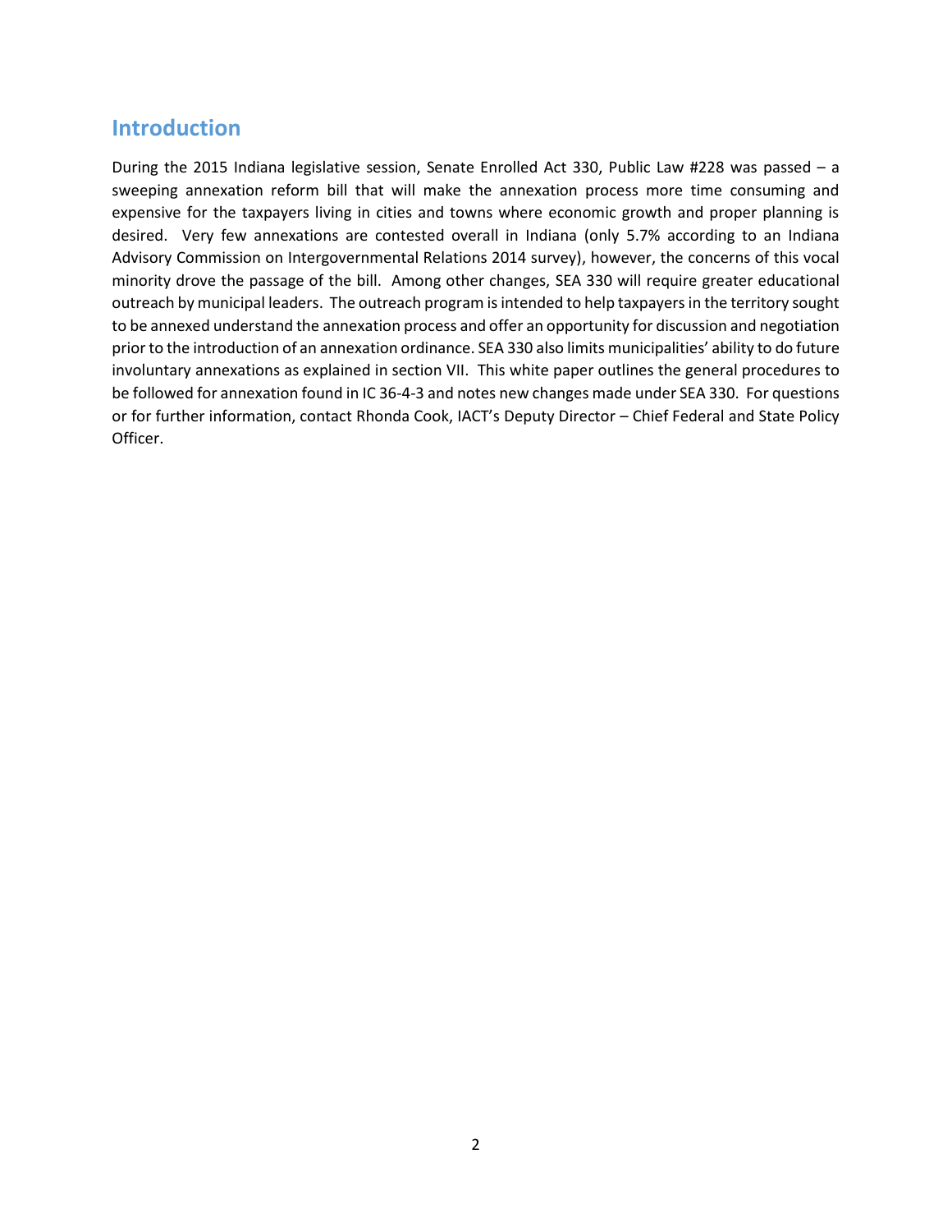## Introduction

During the 2015 Indiana legislative session, Senate Enrolled Act 330, Public Law #228 was passed – a sweeping annexation reform bill that will make the annexation process more time consuming and expensive for the taxpayers living in cities and towns where economic growth and proper planning is desired. Very few annexations are contested overall in Indiana (only 5.7% according to an Indiana Advisory Commission on Intergovernmental Relations 2014 survey), however, the concerns of this vocal minority drove the passage of the bill. Among other changes, SEA 330 will require greater educational outreach by municipal leaders. The outreach program is intended to help taxpayers in the territory sought to be annexed understand the annexation process and offer an opportunity for discussion and negotiation prior to the introduction of an annexation ordinance. SEA 330 also limits municipalities' ability to do future involuntary annexations as explained in section VII. This white paper outlines the general procedures to be followed for annexation found in IC 36-4-3 and notes new changes made under SEA 330. For questions or for further information, contact Rhonda Cook, IACT's Deputy Director – Chief Federal and State Policy Officer.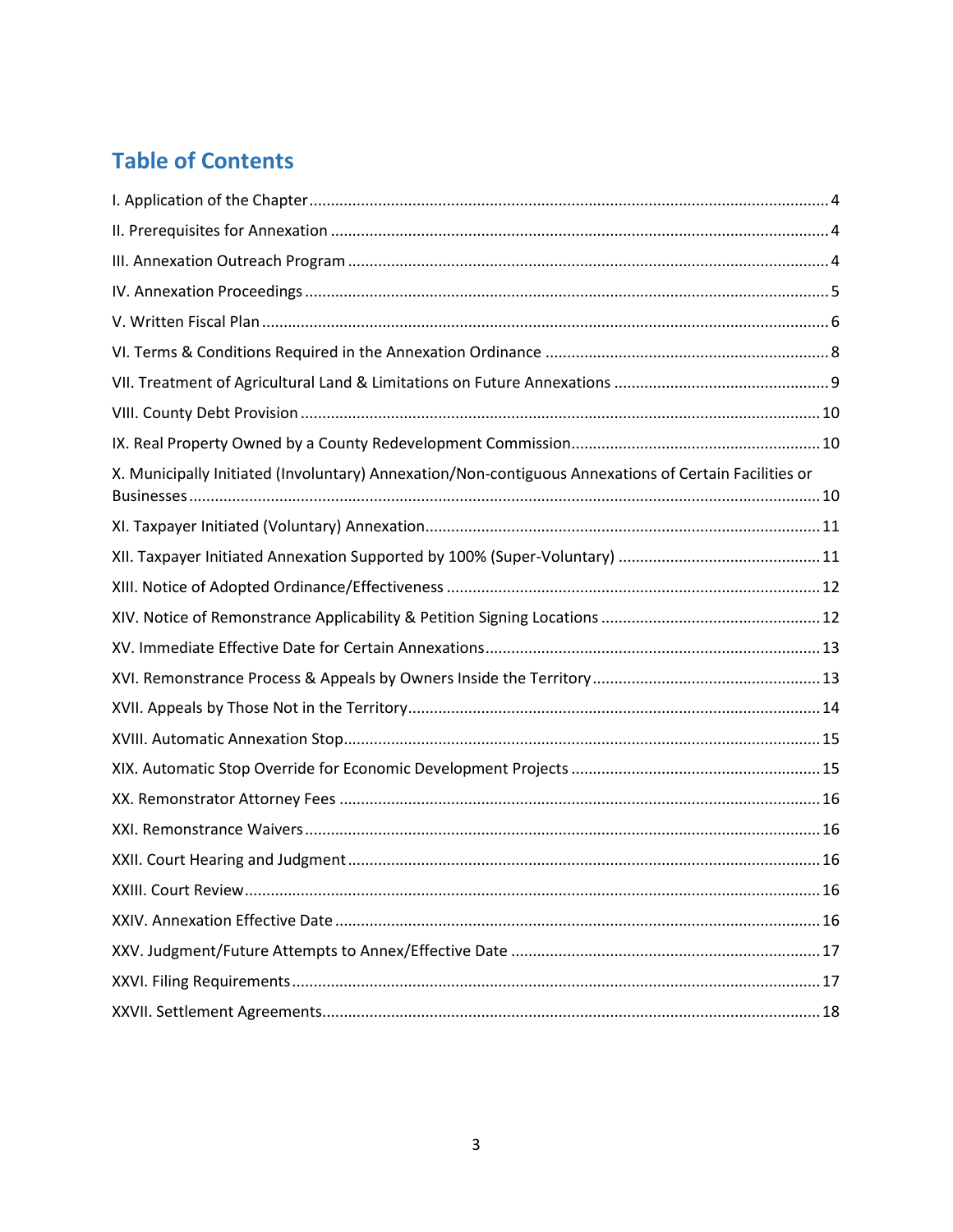## Table of Contents

I. Application of the Chapter ........................................ 4

II. Prerequisites for Annexation ........................................ 4

III. Annexation Outreach Program ........................................ 4

IV. Annexation Proceedings ........................................ 5

V. Written Fiscal Plan ........................................ 6

VI. Terms & Conditions Required in the Annexation Ordinance ........................................ 8

VII. Treatment of Agricultural Land & Limitations on Future Annexations ........................................ 9

VIII. County Debt Provision ........................................ 10

IX. Real Property Owned by a County Redevelopment Commission ........................................ 10

X. Municipally Initiated (Involuntary) Annexation/Non-contiguous Annexations of Certain Facilities or Businesses ........................................ 10

XI. Taxpayer Initiated (Voluntary) Annexation ........................................ 11

XII. Taxpayer Initiated Annexation Supported by 100% (Super-Voluntary) ........................................ 11

XIII. Notice of Adopted Ordinance/Effectiveness ........................................ 12

XIV. Notice of Remonstrance Applicability & Petition Signing Locations ........................................ 12

XV. Immediate Effective Date for Certain Annexations ........................................ 13

XVI. Remonstrance Process & Appeals by Owners Inside the Territory ........................................ 13

XVII. Appeals by Those Not in the Territory ........................................ 14

XVIII. Automatic Annexation Stop ........................................ 15

XIX. Automatic Stop Override for Economic Development Projects ........................................ 15

XX. Remonstrator Attorney Fees ........................................ 16

XXI. Remonstrance Waivers ........................................ 16

XXII. Court Hearing and Judgment ........................................ 16

XXIII. Court Review ........................................ 16

XXIV. Annexation Effective Date ........................................ 16

XXV. Judgment/Future Attempts to Annex/Effective Date ........................................ 17

XXVI. Filing Requirements ........................................ 17

XXVII. Settlement Agreements ........................................ 18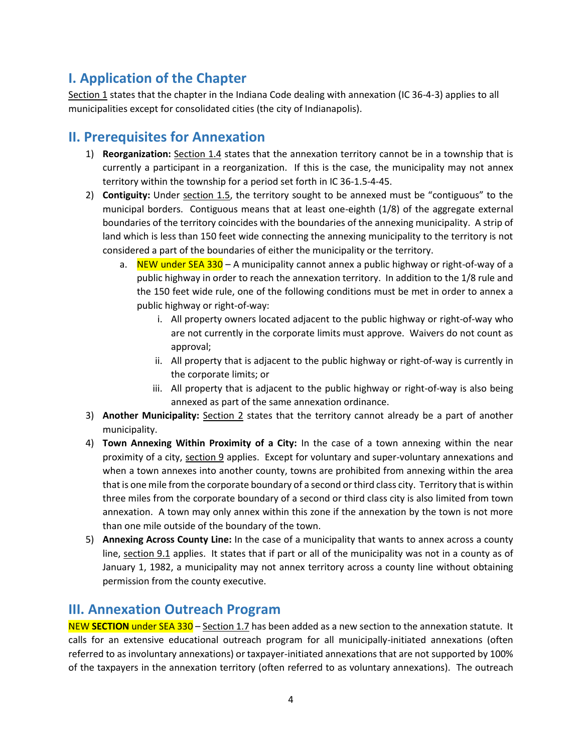## I. Application of the Chapter

Section 1 states that the chapter in the Indiana Code dealing with annexation (IC 36-4-3) applies to all municipalities except for consolidated cities (the city of Indianapolis).

## II. Prerequisites for Annexation

1) **Reorganization:** Section 1.4 states that the annexation territory cannot be in a township that is currently a participant in a reorganization. If this is the case, the municipality may not annex territory within the township for a period set forth in IC 36-1.5-4-45.
2) **Contiguity:** Under section 1.5, the territory sought to be annexed must be "contiguous" to the municipal borders. Contiguous means that at least one-eighth (1/8) of the aggregate external boundaries of the territory coincides with the boundaries of the annexing municipality. A strip of land which is less than 150 feet wide connecting the annexing municipality to the territory is not considered a part of the boundaries of either the municipality or the territory.
   a. NEW under SEA 330 – A municipality cannot annex a public highway or right-of-way of a public highway in order to reach the annexation territory. In addition to the 1/8 rule and the 150 feet wide rule, one of the following conditions must be met in order to annex a public highway or right-of-way:
      i. All property owners located adjacent to the public highway or right-of-way who are not currently in the corporate limits must approve. Waivers do not count as approval;
      ii. All property that is adjacent to the public highway or right-of-way is currently in the corporate limits; or
      iii. All property that is adjacent to the public highway or right-of-way is also being annexed as part of the same annexation ordinance.
3) **Another Municipality:** Section 2 states that the territory cannot already be a part of another municipality.
4) **Town Annexing Within Proximity of a City:** In the case of a town annexing within the near proximity of a city, section 9 applies. Except for voluntary and super-voluntary annexations and when a town annexes into another county, towns are prohibited from annexing within the area that is one mile from the corporate boundary of a second or third class city. Territory that is within three miles from the corporate boundary of a second or third class city is also limited from town annexation. A town may only annex within this zone if the annexation by the town is not more than one mile outside of the boundary of the town.
5) **Annexing Across County Line:** In the case of a municipality that wants to annex across a county line, section 9.1 applies. It states that if part or all of the municipality was not in a county as of January 1, 1982, a municipality may not annex territory across a county line without obtaining permission from the county executive.

## III. Annexation Outreach Program

NEW **SECTION** under SEA 330 – Section 1.7 has been added as a new section to the annexation statute. It calls for an extensive educational outreach program for all municipally-initiated annexations (often referred to as involuntary annexations) or taxpayer-initiated annexations that are not supported by 100% of the taxpayers in the annexation territory (often referred to as voluntary annexations). The outreach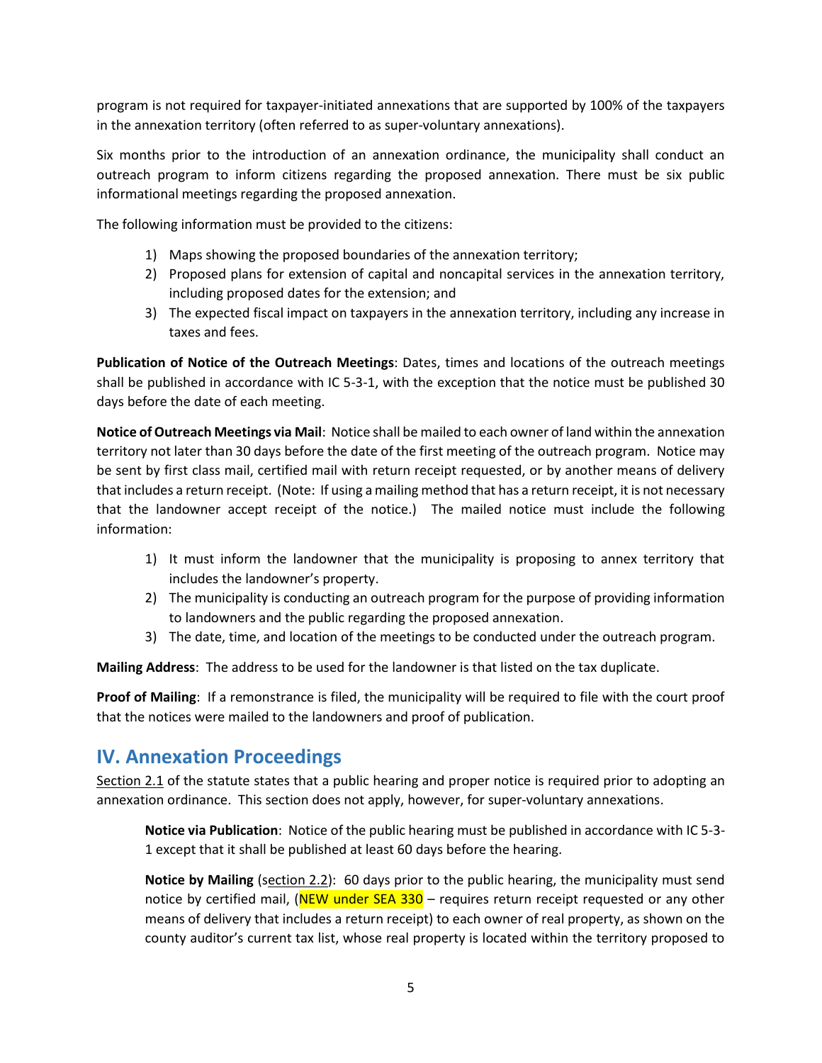program is not required for taxpayer-initiated annexations that are supported by 100% of the taxpayers in the annexation territory (often referred to as super-voluntary annexations).

Six months prior to the introduction of an annexation ordinance, the municipality shall conduct an outreach program to inform citizens regarding the proposed annexation. There must be six public informational meetings regarding the proposed annexation.

The following information must be provided to the citizens:

1) Maps showing the proposed boundaries of the annexation territory;
2) Proposed plans for extension of capital and noncapital services in the annexation territory, including proposed dates for the extension; and
3) The expected fiscal impact on taxpayers in the annexation territory, including any increase in taxes and fees.

**Publication of Notice of the Outreach Meetings**: Dates, times and locations of the outreach meetings shall be published in accordance with IC 5-3-1, with the exception that the notice must be published 30 days before the date of each meeting.

**Notice of Outreach Meetings via Mail**: Notice shall be mailed to each owner of land within the annexation territory not later than 30 days before the date of the first meeting of the outreach program. Notice may be sent by first class mail, certified mail with return receipt requested, or by another means of delivery that includes a return receipt. (Note: If using a mailing method that has a return receipt, it is not necessary that the landowner accept receipt of the notice.) The mailed notice must include the following information:

1) It must inform the landowner that the municipality is proposing to annex territory that includes the landowner's property.
2) The municipality is conducting an outreach program for the purpose of providing information to landowners and the public regarding the proposed annexation.
3) The date, time, and location of the meetings to be conducted under the outreach program.

**Mailing Address**: The address to be used for the landowner is that listed on the tax duplicate.

**Proof of Mailing**: If a remonstrance is filed, the municipality will be required to file with the court proof that the notices were mailed to the landowners and proof of publication.

## IV. Annexation Proceedings

Section 2.1 of the statute states that a public hearing and proper notice is required prior to adopting an annexation ordinance. This section does not apply, however, for super-voluntary annexations.

**Notice via Publication**: Notice of the public hearing must be published in accordance with IC 5-3-1 except that it shall be published at least 60 days before the hearing.

**Notice by Mailing** (section 2.2): 60 days prior to the public hearing, the municipality must send notice by certified mail, (NEW under SEA 330 – requires return receipt requested or any other means of delivery that includes a return receipt) to each owner of real property, as shown on the county auditor's current tax list, whose real property is located within the territory proposed to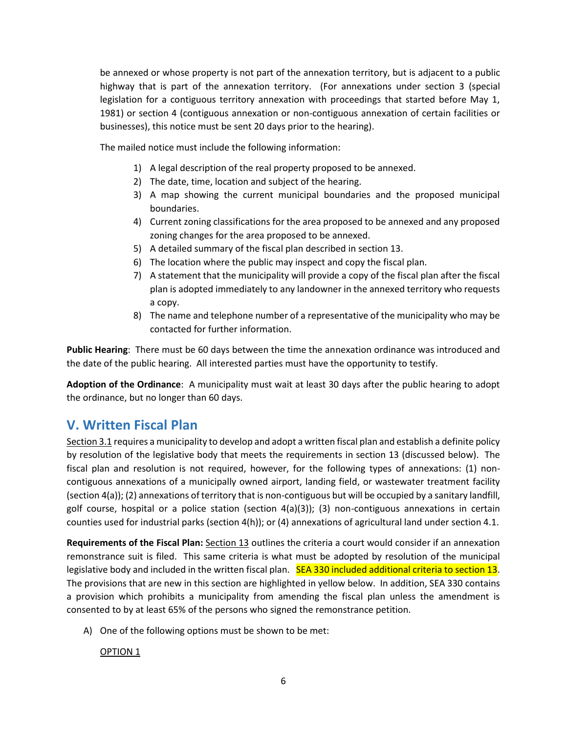be annexed or whose property is not part of the annexation territory, but is adjacent to a public highway that is part of the annexation territory. (For annexations under section 3 (special legislation for a contiguous territory annexation with proceedings that started before May 1, 1981) or section 4 (contiguous annexation or non-contiguous annexation of certain facilities or businesses), this notice must be sent 20 days prior to the hearing).

The mailed notice must include the following information:

1) A legal description of the real property proposed to be annexed.
2) The date, time, location and subject of the hearing.
3) A map showing the current municipal boundaries and the proposed municipal boundaries.
4) Current zoning classifications for the area proposed to be annexed and any proposed zoning changes for the area proposed to be annexed.
5) A detailed summary of the fiscal plan described in section 13.
6) The location where the public may inspect and copy the fiscal plan.
7) A statement that the municipality will provide a copy of the fiscal plan after the fiscal plan is adopted immediately to any landowner in the annexed territory who requests a copy.
8) The name and telephone number of a representative of the municipality who may be contacted for further information.

**Public Hearing**: There must be 60 days between the time the annexation ordinance was introduced and the date of the public hearing. All interested parties must have the opportunity to testify.

**Adoption of the Ordinance**: A municipality must wait at least 30 days after the public hearing to adopt the ordinance, but no longer than 60 days.

## V. Written Fiscal Plan

Section 3.1 requires a municipality to develop and adopt a written fiscal plan and establish a definite policy by resolution of the legislative body that meets the requirements in section 13 (discussed below). The fiscal plan and resolution is not required, however, for the following types of annexations: (1) non-contiguous annexations of a municipally owned airport, landing field, or wastewater treatment facility (section 4(a)); (2) annexations of territory that is non-contiguous but will be occupied by a sanitary landfill, golf course, hospital or a police station (section 4(a)(3)); (3) non-contiguous annexations in certain counties used for industrial parks (section 4(h)); or (4) annexations of agricultural land under section 4.1.

**Requirements of the Fiscal Plan:** Section 13 outlines the criteria a court would consider if an annexation remonstrance suit is filed. This same criteria is what must be adopted by resolution of the municipal legislative body and included in the written fiscal plan. SEA 330 included additional criteria to section 13. The provisions that are new in this section are highlighted in yellow below. In addition, SEA 330 contains a provision which prohibits a municipality from amending the fiscal plan unless the amendment is consented to by at least 65% of the persons who signed the remonstrance petition.

A) One of the following options must be shown to be met:

OPTION 1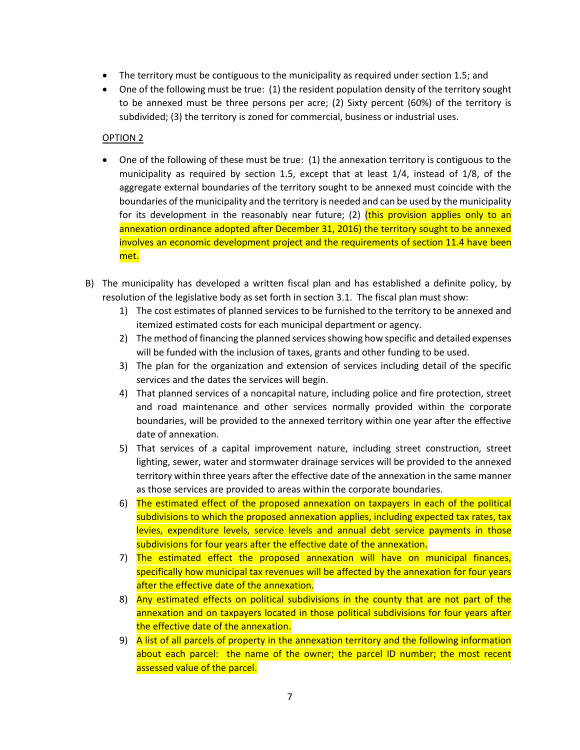- The territory must be contiguous to the municipality as required under section 1.5; and
- One of the following must be true: (1) the resident population density of the territory sought to be annexed must be three persons per acre; (2) Sixty percent (60%) of the territory is subdivided; (3) the territory is zoned for commercial, business or industrial uses.

<u>OPTION 2</u>

- One of the following of these must be true: (1) the annexation territory is contiguous to the municipality as required by section 1.5, except that at least 1/4, instead of 1/8, of the aggregate external boundaries of the territory sought to be annexed must coincide with the boundaries of the municipality and the territory is needed and can be used by the municipality for its development in the reasonably near future; (2) (this provision applies only to an annexation ordinance adopted after December 31, 2016) the territory sought to be annexed involves an economic development project and the requirements of section 11.4 have been met.

B) The municipality has developed a written fiscal plan and has established a definite policy, by resolution of the legislative body as set forth in section 3.1. The fiscal plan must show:

1) The cost estimates of planned services to be furnished to the territory to be annexed and itemized estimated costs for each municipal department or agency.
2) The method of financing the planned services showing how specific and detailed expenses will be funded with the inclusion of taxes, grants and other funding to be used.
3) The plan for the organization and extension of services including detail of the specific services and the dates the services will begin.
4) That planned services of a noncapital nature, including police and fire protection, street and road maintenance and other services normally provided within the corporate boundaries, will be provided to the annexed territory within one year after the effective date of annexation.
5) That services of a capital improvement nature, including street construction, street lighting, sewer, water and stormwater drainage services will be provided to the annexed territory within three years after the effective date of the annexation in the same manner as those services are provided to areas within the corporate boundaries.
6) The estimated effect of the proposed annexation on taxpayers in each of the political subdivisions to which the proposed annexation applies, including expected tax rates, tax levies, expenditure levels, service levels and annual debt service payments in those subdivisions for four years after the effective date of the annexation.
7) The estimated effect the proposed annexation will have on municipal finances, specifically how municipal tax revenues will be affected by the annexation for four years after the effective date of the annexation.
8) Any estimated effects on political subdivisions in the county that are not part of the annexation and on taxpayers located in those political subdivisions for four years after the effective date of the annexation.
9) A list of all parcels of property in the annexation territory and the following information about each parcel: the name of the owner; the parcel ID number; the most recent assessed value of the parcel.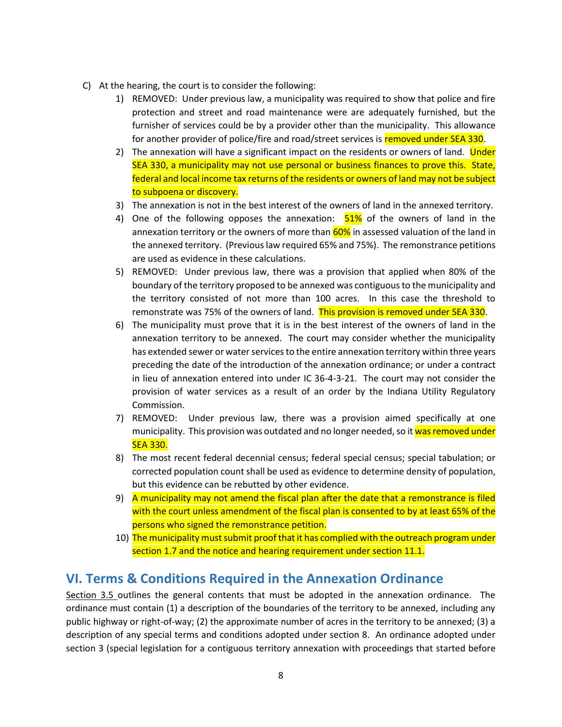C) At the hearing, the court is to consider the following:

1) REMOVED: Under previous law, a municipality was required to show that police and fire protection and street and road maintenance were are adequately furnished, but the furnisher of services could be by a provider other than the municipality. This allowance for another provider of police/fire and road/street services is removed under SEA 330.
2) The annexation will have a significant impact on the residents or owners of land. Under SEA 330, a municipality may not use personal or business finances to prove this. State, federal and local income tax returns of the residents or owners of land may not be subject to subpoena or discovery.
3) The annexation is not in the best interest of the owners of land in the annexed territory.
4) One of the following opposes the annexation: 51% of the owners of land in the annexation territory or the owners of more than 60% in assessed valuation of the land in the annexed territory. (Previous law required 65% and 75%). The remonstrance petitions are used as evidence in these calculations.
5) REMOVED: Under previous law, there was a provision that applied when 80% of the boundary of the territory proposed to be annexed was contiguous to the municipality and the territory consisted of not more than 100 acres. In this case the threshold to remonstrate was 75% of the owners of land. This provision is removed under SEA 330.
6) The municipality must prove that it is in the best interest of the owners of land in the annexation territory to be annexed. The court may consider whether the municipality has extended sewer or water services to the entire annexation territory within three years preceding the date of the introduction of the annexation ordinance; or under a contract in lieu of annexation entered into under IC 36-4-3-21. The court may not consider the provision of water services as a result of an order by the Indiana Utility Regulatory Commission.
7) REMOVED: Under previous law, there was a provision aimed specifically at one municipality. This provision was outdated and no longer needed, so it was removed under SEA 330.
8) The most recent federal decennial census; federal special census; special tabulation; or corrected population count shall be used as evidence to determine density of population, but this evidence can be rebutted by other evidence.
9) A municipality may not amend the fiscal plan after the date that a remonstrance is filed with the court unless amendment of the fiscal plan is consented to by at least 65% of the persons who signed the remonstrance petition.
10) The municipality must submit proof that it has complied with the outreach program under section 1.7 and the notice and hearing requirement under section 11.1.

## VI. Terms & Conditions Required in the Annexation Ordinance

Section 3.5 outlines the general contents that must be adopted in the annexation ordinance. The ordinance must contain (1) a description of the boundaries of the territory to be annexed, including any public highway or right-of-way; (2) the approximate number of acres in the territory to be annexed; (3) a description of any special terms and conditions adopted under section 8. An ordinance adopted under section 3 (special legislation for a contiguous territory annexation with proceedings that started before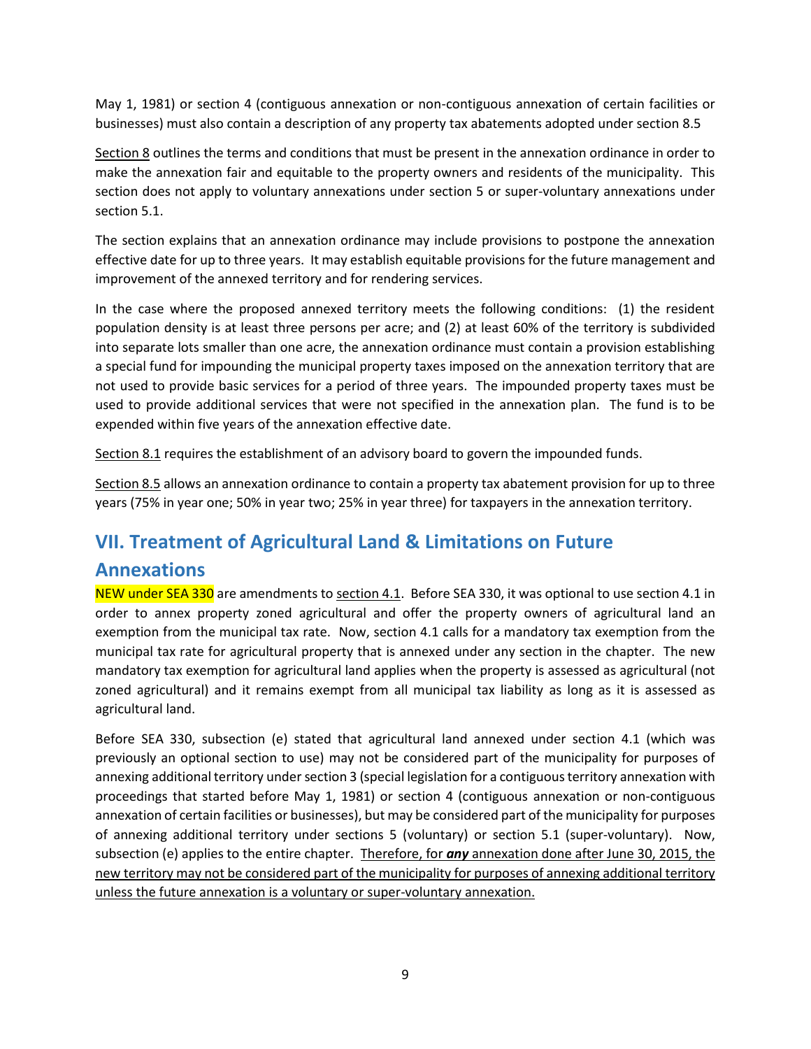May 1, 1981) or section 4 (contiguous annexation or non-contiguous annexation of certain facilities or businesses) must also contain a description of any property tax abatements adopted under section 8.5

Section 8 outlines the terms and conditions that must be present in the annexation ordinance in order to make the annexation fair and equitable to the property owners and residents of the municipality. This section does not apply to voluntary annexations under section 5 or super-voluntary annexations under section 5.1.

The section explains that an annexation ordinance may include provisions to postpone the annexation effective date for up to three years. It may establish equitable provisions for the future management and improvement of the annexed territory and for rendering services.

In the case where the proposed annexed territory meets the following conditions: (1) the resident population density is at least three persons per acre; and (2) at least 60% of the territory is subdivided into separate lots smaller than one acre, the annexation ordinance must contain a provision establishing a special fund for impounding the municipal property taxes imposed on the annexation territory that are not used to provide basic services for a period of three years. The impounded property taxes must be used to provide additional services that were not specified in the annexation plan. The fund is to be expended within five years of the annexation effective date.

Section 8.1 requires the establishment of an advisory board to govern the impounded funds.

Section 8.5 allows an annexation ordinance to contain a property tax abatement provision for up to three years (75% in year one; 50% in year two; 25% in year three) for taxpayers in the annexation territory.

## VII. Treatment of Agricultural Land & Limitations on Future Annexations

NEW under SEA 330 are amendments to section 4.1. Before SEA 330, it was optional to use section 4.1 in order to annex property zoned agricultural and offer the property owners of agricultural land an exemption from the municipal tax rate. Now, section 4.1 calls for a mandatory tax exemption from the municipal tax rate for agricultural property that is annexed under any section in the chapter. The new mandatory tax exemption for agricultural land applies when the property is assessed as agricultural (not zoned agricultural) and it remains exempt from all municipal tax liability as long as it is assessed as agricultural land.

Before SEA 330, subsection (e) stated that agricultural land annexed under section 4.1 (which was previously an optional section to use) may not be considered part of the municipality for purposes of annexing additional territory under section 3 (special legislation for a contiguous territory annexation with proceedings that started before May 1, 1981) or section 4 (contiguous annexation or non-contiguous annexation of certain facilities or businesses), but may be considered part of the municipality for purposes of annexing additional territory under sections 5 (voluntary) or section 5.1 (super-voluntary). Now, subsection (e) applies to the entire chapter. Therefore, for ***any*** annexation done after June 30, 2015, the new territory may not be considered part of the municipality for purposes of annexing additional territory unless the future annexation is a voluntary or super-voluntary annexation.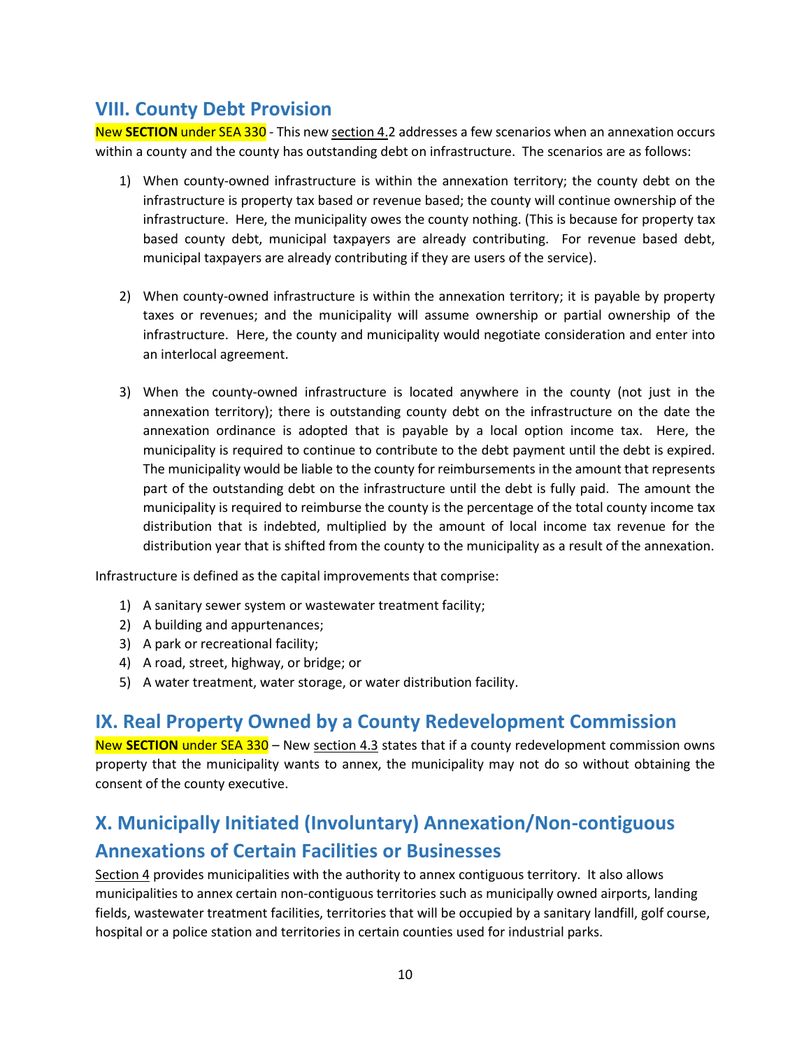## VIII. County Debt Provision

New **SECTION** under SEA 330 - This new section 4.2 addresses a few scenarios when an annexation occurs within a county and the county has outstanding debt on infrastructure. The scenarios are as follows:

1) When county-owned infrastructure is within the annexation territory; the county debt on the infrastructure is property tax based or revenue based; the county will continue ownership of the infrastructure. Here, the municipality owes the county nothing. (This is because for property tax based county debt, municipal taxpayers are already contributing. For revenue based debt, municipal taxpayers are already contributing if they are users of the service).

2) When county-owned infrastructure is within the annexation territory; it is payable by property taxes or revenues; and the municipality will assume ownership or partial ownership of the infrastructure. Here, the county and municipality would negotiate consideration and enter into an interlocal agreement.

3) When the county-owned infrastructure is located anywhere in the county (not just in the annexation territory); there is outstanding county debt on the infrastructure on the date the annexation ordinance is adopted that is payable by a local option income tax. Here, the municipality is required to continue to contribute to the debt payment until the debt is expired. The municipality would be liable to the county for reimbursements in the amount that represents part of the outstanding debt on the infrastructure until the debt is fully paid. The amount the municipality is required to reimburse the county is the percentage of the total county income tax distribution that is indebted, multiplied by the amount of local income tax revenue for the distribution year that is shifted from the county to the municipality as a result of the annexation.

Infrastructure is defined as the capital improvements that comprise:

1) A sanitary sewer system or wastewater treatment facility;
2) A building and appurtenances;
3) A park or recreational facility;
4) A road, street, highway, or bridge; or
5) A water treatment, water storage, or water distribution facility.

## IX. Real Property Owned by a County Redevelopment Commission

New **SECTION** under SEA 330 – New section 4.3 states that if a county redevelopment commission owns property that the municipality wants to annex, the municipality may not do so without obtaining the consent of the county executive.

## X. Municipally Initiated (Involuntary) Annexation/Non-contiguous Annexations of Certain Facilities or Businesses

Section 4 provides municipalities with the authority to annex contiguous territory. It also allows municipalities to annex certain non-contiguous territories such as municipally owned airports, landing fields, wastewater treatment facilities, territories that will be occupied by a sanitary landfill, golf course, hospital or a police station and territories in certain counties used for industrial parks.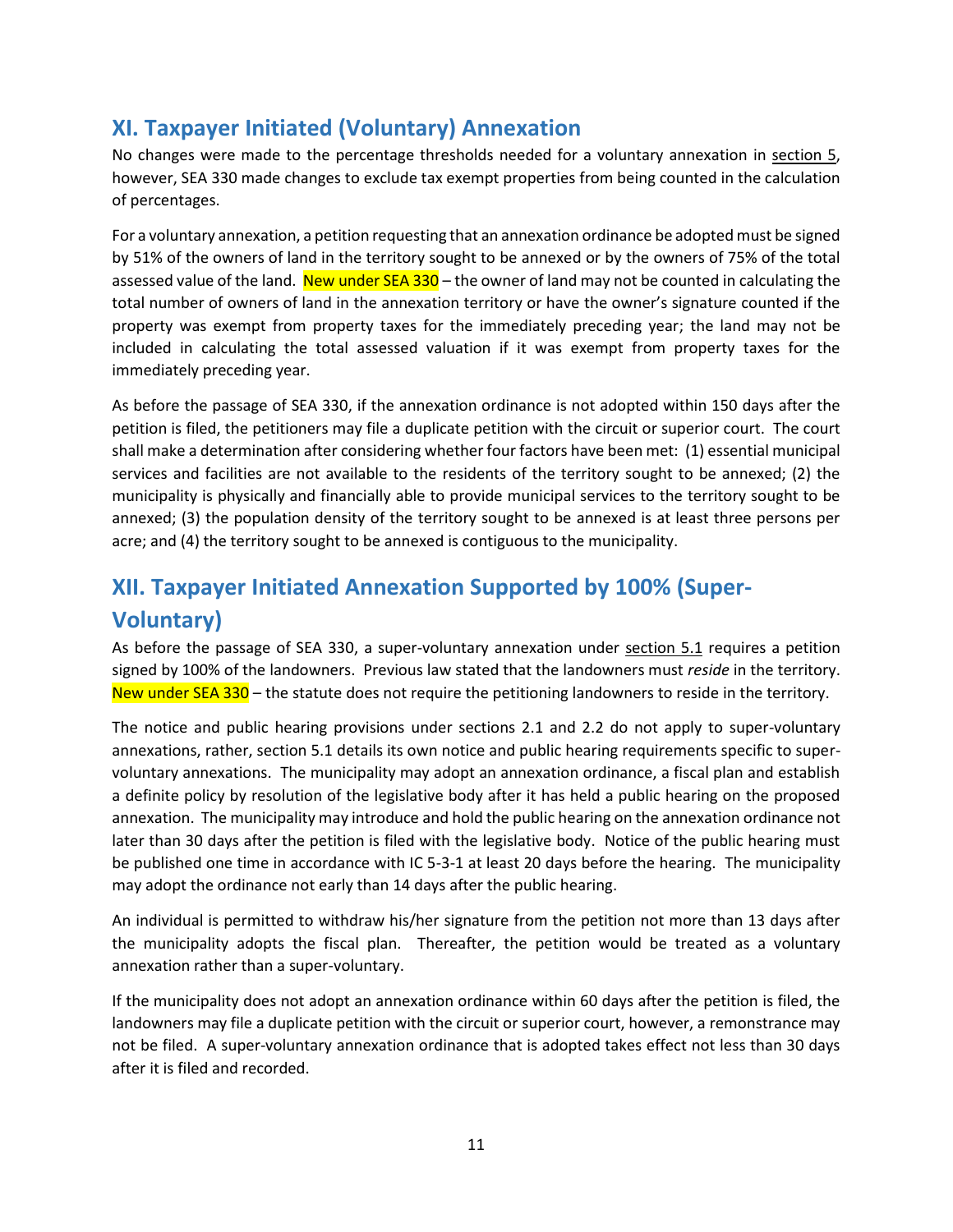## XI. Taxpayer Initiated (Voluntary) Annexation

No changes were made to the percentage thresholds needed for a voluntary annexation in section 5, however, SEA 330 made changes to exclude tax exempt properties from being counted in the calculation of percentages.

For a voluntary annexation, a petition requesting that an annexation ordinance be adopted must be signed by 51% of the owners of land in the territory sought to be annexed or by the owners of 75% of the total assessed value of the land. New under SEA 330 – the owner of land may not be counted in calculating the total number of owners of land in the annexation territory or have the owner's signature counted if the property was exempt from property taxes for the immediately preceding year; the land may not be included in calculating the total assessed valuation if it was exempt from property taxes for the immediately preceding year.

As before the passage of SEA 330, if the annexation ordinance is not adopted within 150 days after the petition is filed, the petitioners may file a duplicate petition with the circuit or superior court. The court shall make a determination after considering whether four factors have been met: (1) essential municipal services and facilities are not available to the residents of the territory sought to be annexed; (2) the municipality is physically and financially able to provide municipal services to the territory sought to be annexed; (3) the population density of the territory sought to be annexed is at least three persons per acre; and (4) the territory sought to be annexed is contiguous to the municipality.

## XII. Taxpayer Initiated Annexation Supported by 100% (Super-Voluntary)

As before the passage of SEA 330, a super-voluntary annexation under section 5.1 requires a petition signed by 100% of the landowners. Previous law stated that the landowners must *reside* in the territory. New under SEA 330 – the statute does not require the petitioning landowners to reside in the territory.

The notice and public hearing provisions under sections 2.1 and 2.2 do not apply to super-voluntary annexations, rather, section 5.1 details its own notice and public hearing requirements specific to super-voluntary annexations. The municipality may adopt an annexation ordinance, a fiscal plan and establish a definite policy by resolution of the legislative body after it has held a public hearing on the proposed annexation. The municipality may introduce and hold the public hearing on the annexation ordinance not later than 30 days after the petition is filed with the legislative body. Notice of the public hearing must be published one time in accordance with IC 5-3-1 at least 20 days before the hearing. The municipality may adopt the ordinance not early than 14 days after the public hearing.

An individual is permitted to withdraw his/her signature from the petition not more than 13 days after the municipality adopts the fiscal plan. Thereafter, the petition would be treated as a voluntary annexation rather than a super-voluntary.

If the municipality does not adopt an annexation ordinance within 60 days after the petition is filed, the landowners may file a duplicate petition with the circuit or superior court, however, a remonstrance may not be filed. A super-voluntary annexation ordinance that is adopted takes effect not less than 30 days after it is filed and recorded.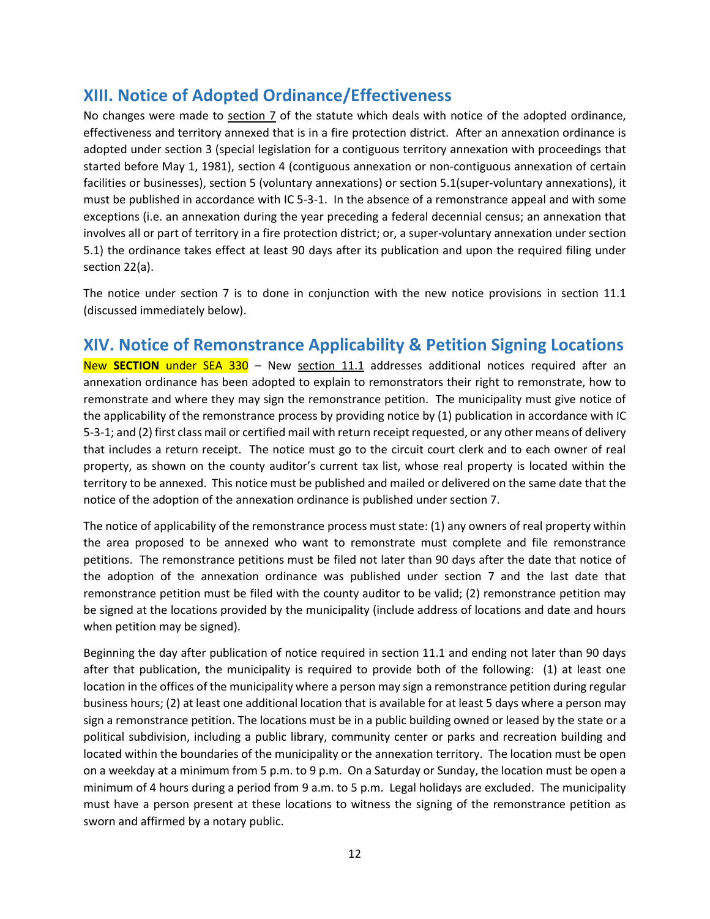## XIII. Notice of Adopted Ordinance/Effectiveness

No changes were made to section 7 of the statute which deals with notice of the adopted ordinance, effectiveness and territory annexed that is in a fire protection district. After an annexation ordinance is adopted under section 3 (special legislation for a contiguous territory annexation with proceedings that started before May 1, 1981), section 4 (contiguous annexation or non-contiguous annexation of certain facilities or businesses), section 5 (voluntary annexations) or section 5.1(super-voluntary annexations), it must be published in accordance with IC 5-3-1. In the absence of a remonstrance appeal and with some exceptions (i.e. an annexation during the year preceding a federal decennial census; an annexation that involves all or part of territory in a fire protection district; or, a super-voluntary annexation under section 5.1) the ordinance takes effect at least 90 days after its publication and upon the required filing under section 22(a).

The notice under section 7 is to done in conjunction with the new notice provisions in section 11.1 (discussed immediately below).

## XIV. Notice of Remonstrance Applicability & Petition Signing Locations

New **SECTION** under SEA 330 – New section 11.1 addresses additional notices required after an annexation ordinance has been adopted to explain to remonstrators their right to remonstrate, how to remonstrate and where they may sign the remonstrance petition. The municipality must give notice of the applicability of the remonstrance process by providing notice by (1) publication in accordance with IC 5-3-1; and (2) first class mail or certified mail with return receipt requested, or any other means of delivery that includes a return receipt. The notice must go to the circuit court clerk and to each owner of real property, as shown on the county auditor's current tax list, whose real property is located within the territory to be annexed. This notice must be published and mailed or delivered on the same date that the notice of the adoption of the annexation ordinance is published under section 7.

The notice of applicability of the remonstrance process must state: (1) any owners of real property within the area proposed to be annexed who want to remonstrate must complete and file remonstrance petitions. The remonstrance petitions must be filed not later than 90 days after the date that notice of the adoption of the annexation ordinance was published under section 7 and the last date that remonstrance petition must be filed with the county auditor to be valid; (2) remonstrance petition may be signed at the locations provided by the municipality (include address of locations and date and hours when petition may be signed).

Beginning the day after publication of notice required in section 11.1 and ending not later than 90 days after that publication, the municipality is required to provide both of the following: (1) at least one location in the offices of the municipality where a person may sign a remonstrance petition during regular business hours; (2) at least one additional location that is available for at least 5 days where a person may sign a remonstrance petition. The locations must be in a public building owned or leased by the state or a political subdivision, including a public library, community center or parks and recreation building and located within the boundaries of the municipality or the annexation territory. The location must be open on a weekday at a minimum from 5 p.m. to 9 p.m. On a Saturday or Sunday, the location must be open a minimum of 4 hours during a period from 9 a.m. to 5 p.m. Legal holidays are excluded. The municipality must have a person present at these locations to witness the signing of the remonstrance petition as sworn and affirmed by a notary public.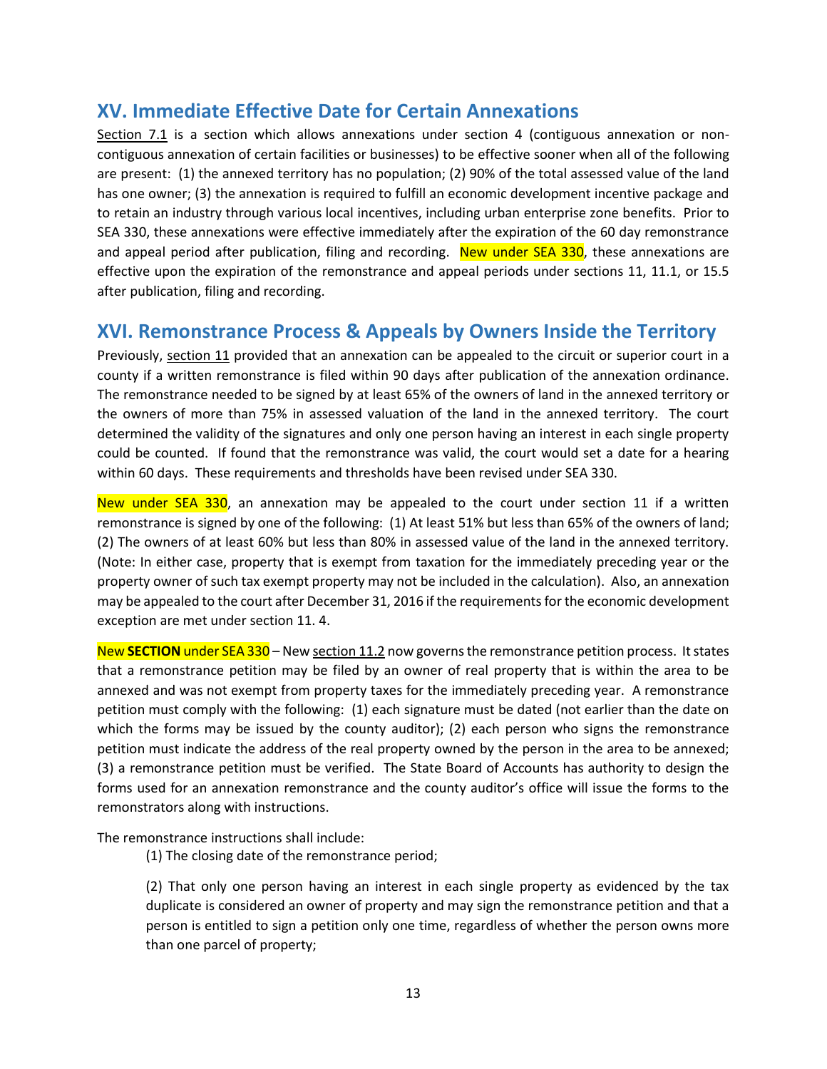## XV. Immediate Effective Date for Certain Annexations

Section 7.1 is a section which allows annexations under section 4 (contiguous annexation or non-contiguous annexation of certain facilities or businesses) to be effective sooner when all of the following are present: (1) the annexed territory has no population; (2) 90% of the total assessed value of the land has one owner; (3) the annexation is required to fulfill an economic development incentive package and to retain an industry through various local incentives, including urban enterprise zone benefits. Prior to SEA 330, these annexations were effective immediately after the expiration of the 60 day remonstrance and appeal period after publication, filing and recording. New under SEA 330, these annexations are effective upon the expiration of the remonstrance and appeal periods under sections 11, 11.1, or 15.5 after publication, filing and recording.

## XVI. Remonstrance Process & Appeals by Owners Inside the Territory

Previously, section 11 provided that an annexation can be appealed to the circuit or superior court in a county if a written remonstrance is filed within 90 days after publication of the annexation ordinance. The remonstrance needed to be signed by at least 65% of the owners of land in the annexed territory or the owners of more than 75% in assessed valuation of the land in the annexed territory. The court determined the validity of the signatures and only one person having an interest in each single property could be counted. If found that the remonstrance was valid, the court would set a date for a hearing within 60 days. These requirements and thresholds have been revised under SEA 330.

New under SEA 330, an annexation may be appealed to the court under section 11 if a written remonstrance is signed by one of the following: (1) At least 51% but less than 65% of the owners of land; (2) The owners of at least 60% but less than 80% in assessed value of the land in the annexed territory. (Note: In either case, property that is exempt from taxation for the immediately preceding year or the property owner of such tax exempt property may not be included in the calculation). Also, an annexation may be appealed to the court after December 31, 2016 if the requirements for the economic development exception are met under section 11. 4.

New **SECTION** under SEA 330 – New section 11.2 now governs the remonstrance petition process. It states that a remonstrance petition may be filed by an owner of real property that is within the area to be annexed and was not exempt from property taxes for the immediately preceding year. A remonstrance petition must comply with the following: (1) each signature must be dated (not earlier than the date on which the forms may be issued by the county auditor); (2) each person who signs the remonstrance petition must indicate the address of the real property owned by the person in the area to be annexed; (3) a remonstrance petition must be verified. The State Board of Accounts has authority to design the forms used for an annexation remonstrance and the county auditor's office will issue the forms to the remonstrators along with instructions.

The remonstrance instructions shall include:

(1) The closing date of the remonstrance period;

(2) That only one person having an interest in each single property as evidenced by the tax duplicate is considered an owner of property and may sign the remonstrance petition and that a person is entitled to sign a petition only one time, regardless of whether the person owns more than one parcel of property;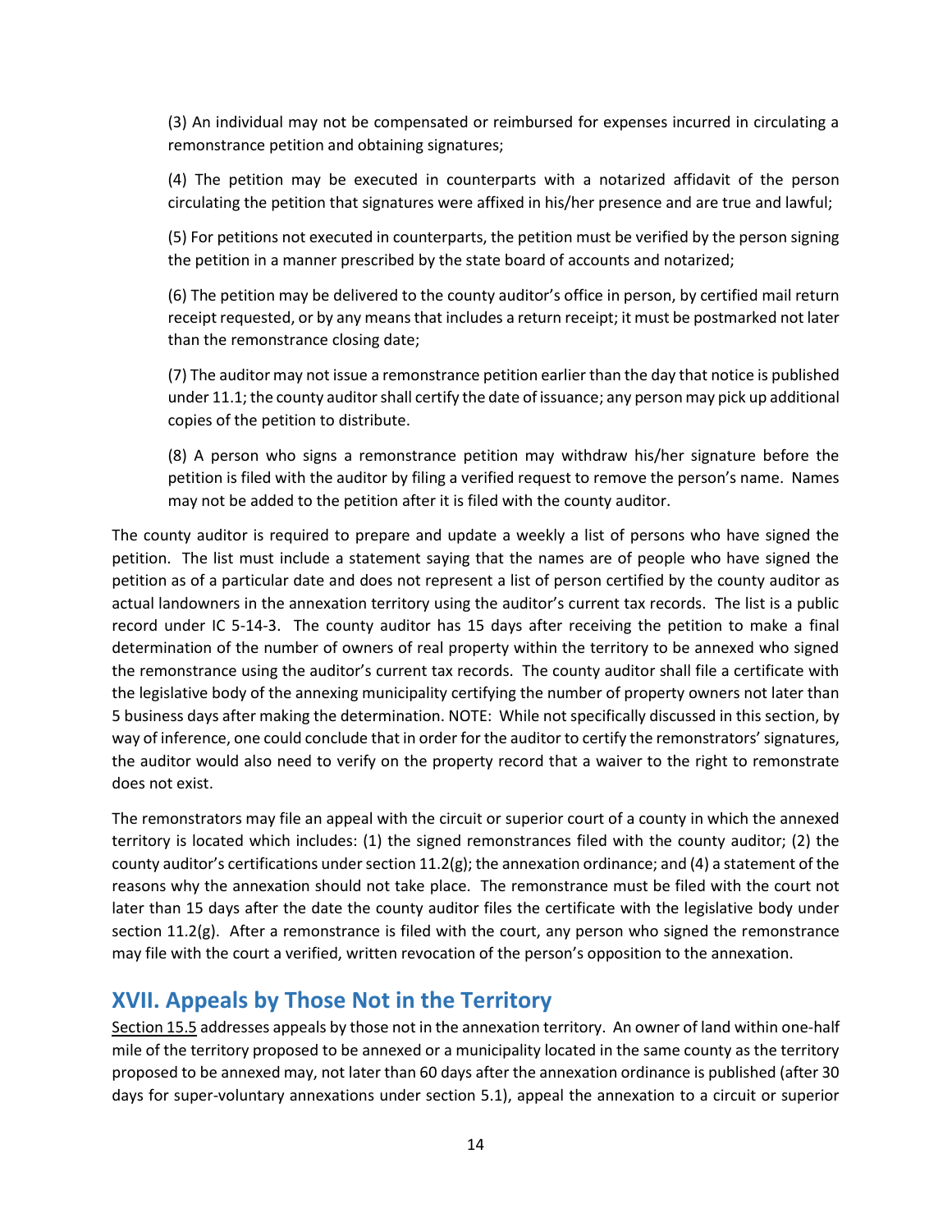(3) An individual may not be compensated or reimbursed for expenses incurred in circulating a remonstrance petition and obtaining signatures;

(4) The petition may be executed in counterparts with a notarized affidavit of the person circulating the petition that signatures were affixed in his/her presence and are true and lawful;

(5) For petitions not executed in counterparts, the petition must be verified by the person signing the petition in a manner prescribed by the state board of accounts and notarized;

(6) The petition may be delivered to the county auditor's office in person, by certified mail return receipt requested, or by any means that includes a return receipt; it must be postmarked not later than the remonstrance closing date;

(7) The auditor may not issue a remonstrance petition earlier than the day that notice is published under 11.1; the county auditor shall certify the date of issuance; any person may pick up additional copies of the petition to distribute.

(8) A person who signs a remonstrance petition may withdraw his/her signature before the petition is filed with the auditor by filing a verified request to remove the person's name. Names may not be added to the petition after it is filed with the county auditor.

The county auditor is required to prepare and update a weekly a list of persons who have signed the petition. The list must include a statement saying that the names are of people who have signed the petition as of a particular date and does not represent a list of person certified by the county auditor as actual landowners in the annexation territory using the auditor's current tax records. The list is a public record under IC 5-14-3. The county auditor has 15 days after receiving the petition to make a final determination of the number of owners of real property within the territory to be annexed who signed the remonstrance using the auditor's current tax records. The county auditor shall file a certificate with the legislative body of the annexing municipality certifying the number of property owners not later than 5 business days after making the determination. NOTE: While not specifically discussed in this section, by way of inference, one could conclude that in order for the auditor to certify the remonstrators' signatures, the auditor would also need to verify on the property record that a waiver to the right to remonstrate does not exist.

The remonstrators may file an appeal with the circuit or superior court of a county in which the annexed territory is located which includes: (1) the signed remonstrances filed with the county auditor; (2) the county auditor's certifications under section 11.2(g); the annexation ordinance; and (4) a statement of the reasons why the annexation should not take place. The remonstrance must be filed with the court not later than 15 days after the date the county auditor files the certificate with the legislative body under section 11.2(g). After a remonstrance is filed with the court, any person who signed the remonstrance may file with the court a verified, written revocation of the person's opposition to the annexation.

## XVII. Appeals by Those Not in the Territory

Section 15.5 addresses appeals by those not in the annexation territory. An owner of land within one-half mile of the territory proposed to be annexed or a municipality located in the same county as the territory proposed to be annexed may, not later than 60 days after the annexation ordinance is published (after 30 days for super-voluntary annexations under section 5.1), appeal the annexation to a circuit or superior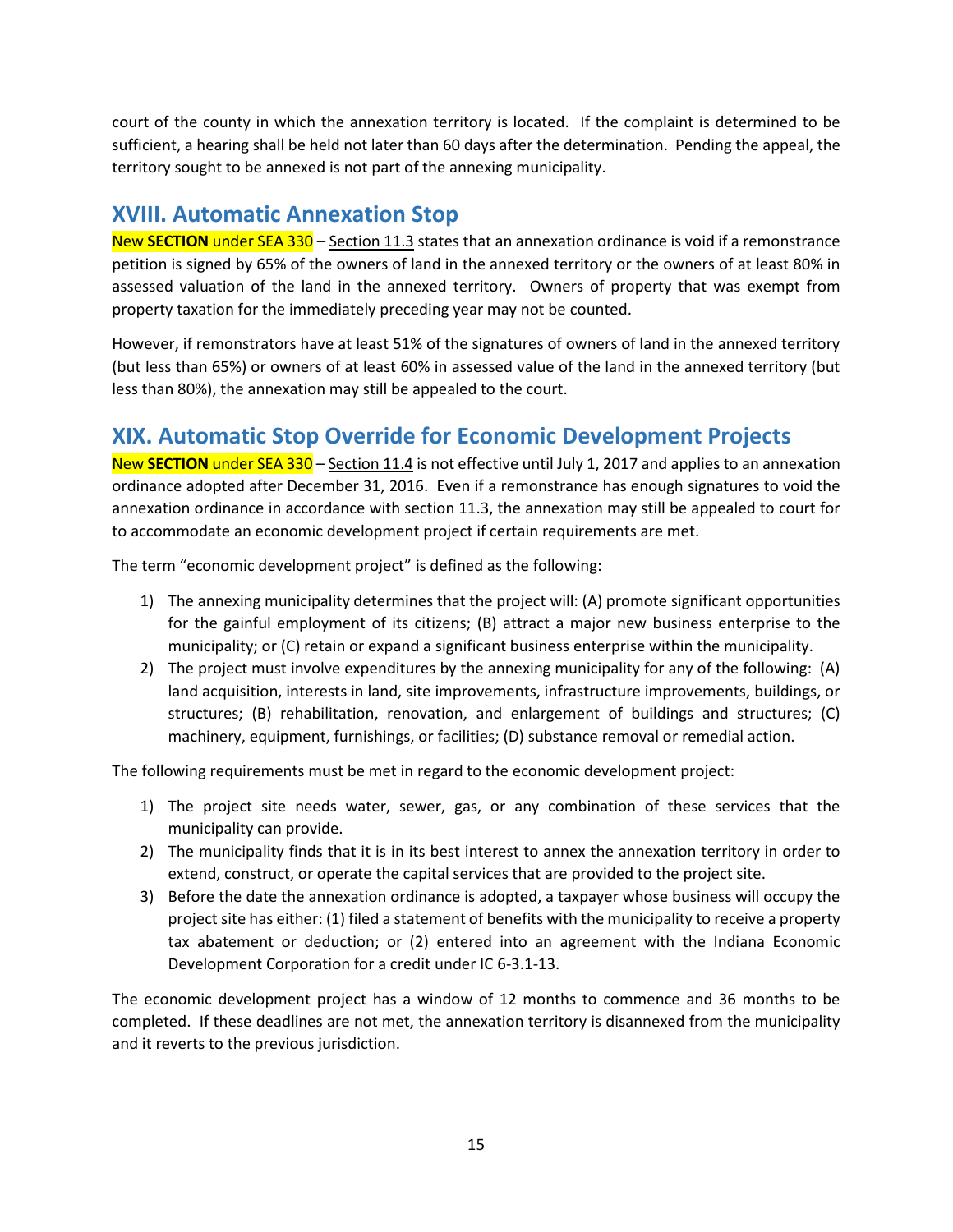court of the county in which the annexation territory is located. If the complaint is determined to be sufficient, a hearing shall be held not later than 60 days after the determination. Pending the appeal, the territory sought to be annexed is not part of the annexing municipality.

## XVIII. Automatic Annexation Stop

New **SECTION** under SEA 330 – Section 11.3 states that an annexation ordinance is void if a remonstrance petition is signed by 65% of the owners of land in the annexed territory or the owners of at least 80% in assessed valuation of the land in the annexed territory. Owners of property that was exempt from property taxation for the immediately preceding year may not be counted.

However, if remonstrators have at least 51% of the signatures of owners of land in the annexed territory (but less than 65%) or owners of at least 60% in assessed value of the land in the annexed territory (but less than 80%), the annexation may still be appealed to the court.

## XIX. Automatic Stop Override for Economic Development Projects

New **SECTION** under SEA 330 – Section 11.4 is not effective until July 1, 2017 and applies to an annexation ordinance adopted after December 31, 2016. Even if a remonstrance has enough signatures to void the annexation ordinance in accordance with section 11.3, the annexation may still be appealed to court for to accommodate an economic development project if certain requirements are met.

The term "economic development project" is defined as the following:

1) The annexing municipality determines that the project will: (A) promote significant opportunities for the gainful employment of its citizens; (B) attract a major new business enterprise to the municipality; or (C) retain or expand a significant business enterprise within the municipality.
2) The project must involve expenditures by the annexing municipality for any of the following: (A) land acquisition, interests in land, site improvements, infrastructure improvements, buildings, or structures; (B) rehabilitation, renovation, and enlargement of buildings and structures; (C) machinery, equipment, furnishings, or facilities; (D) substance removal or remedial action.

The following requirements must be met in regard to the economic development project:

1) The project site needs water, sewer, gas, or any combination of these services that the municipality can provide.
2) The municipality finds that it is in its best interest to annex the annexation territory in order to extend, construct, or operate the capital services that are provided to the project site.
3) Before the date the annexation ordinance is adopted, a taxpayer whose business will occupy the project site has either: (1) filed a statement of benefits with the municipality to receive a property tax abatement or deduction; or (2) entered into an agreement with the Indiana Economic Development Corporation for a credit under IC 6-3.1-13.

The economic development project has a window of 12 months to commence and 36 months to be completed. If these deadlines are not met, the annexation territory is disannexed from the municipality and it reverts to the previous jurisdiction.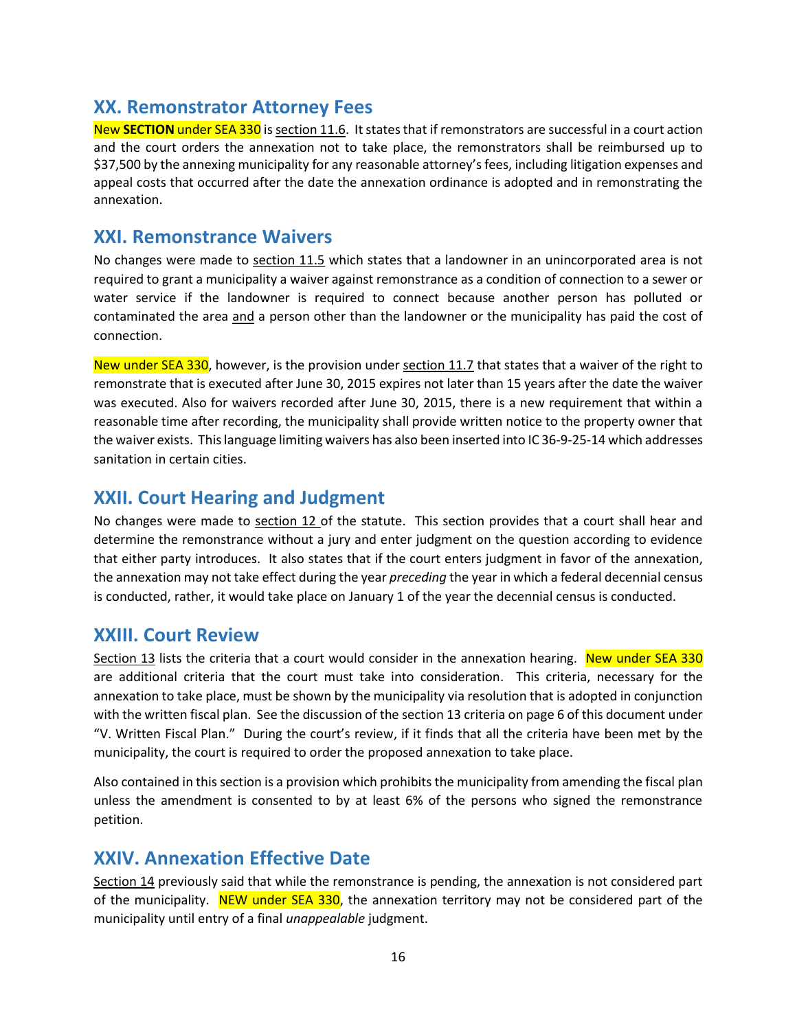## XX. Remonstrator Attorney Fees

New **SECTION** under SEA 330 is section 11.6. It states that if remonstrators are successful in a court action and the court orders the annexation not to take place, the remonstrators shall be reimbursed up to $37,500 by the annexing municipality for any reasonable attorney's fees, including litigation expenses and appeal costs that occurred after the date the annexation ordinance is adopted and in remonstrating the annexation.

## XXI. Remonstrance Waivers

No changes were made to section 11.5 which states that a landowner in an unincorporated area is not required to grant a municipality a waiver against remonstrance as a condition of connection to a sewer or water service if the landowner is required to connect because another person has polluted or contaminated the area and a person other than the landowner or the municipality has paid the cost of connection.

New under SEA 330, however, is the provision under section 11.7 that states that a waiver of the right to remonstrate that is executed after June 30, 2015 expires not later than 15 years after the date the waiver was executed. Also for waivers recorded after June 30, 2015, there is a new requirement that within a reasonable time after recording, the municipality shall provide written notice to the property owner that the waiver exists. This language limiting waivers has also been inserted into IC 36-9-25-14 which addresses sanitation in certain cities.

## XXII. Court Hearing and Judgment

No changes were made to section 12 of the statute. This section provides that a court shall hear and determine the remonstrance without a jury and enter judgment on the question according to evidence that either party introduces. It also states that if the court enters judgment in favor of the annexation, the annexation may not take effect during the year *preceding* the year in which a federal decennial census is conducted, rather, it would take place on January 1 of the year the decennial census is conducted.

## XXIII. Court Review

Section 13 lists the criteria that a court would consider in the annexation hearing. New under SEA 330 are additional criteria that the court must take into consideration. This criteria, necessary for the annexation to take place, must be shown by the municipality via resolution that is adopted in conjunction with the written fiscal plan. See the discussion of the section 13 criteria on page 6 of this document under "V. Written Fiscal Plan." During the court's review, if it finds that all the criteria have been met by the municipality, the court is required to order the proposed annexation to take place.

Also contained in this section is a provision which prohibits the municipality from amending the fiscal plan unless the amendment is consented to by at least 6% of the persons who signed the remonstrance petition.

## XXIV. Annexation Effective Date

Section 14 previously said that while the remonstrance is pending, the annexation is not considered part of the municipality. NEW under SEA 330, the annexation territory may not be considered part of the municipality until entry of a final *unappealable* judgment.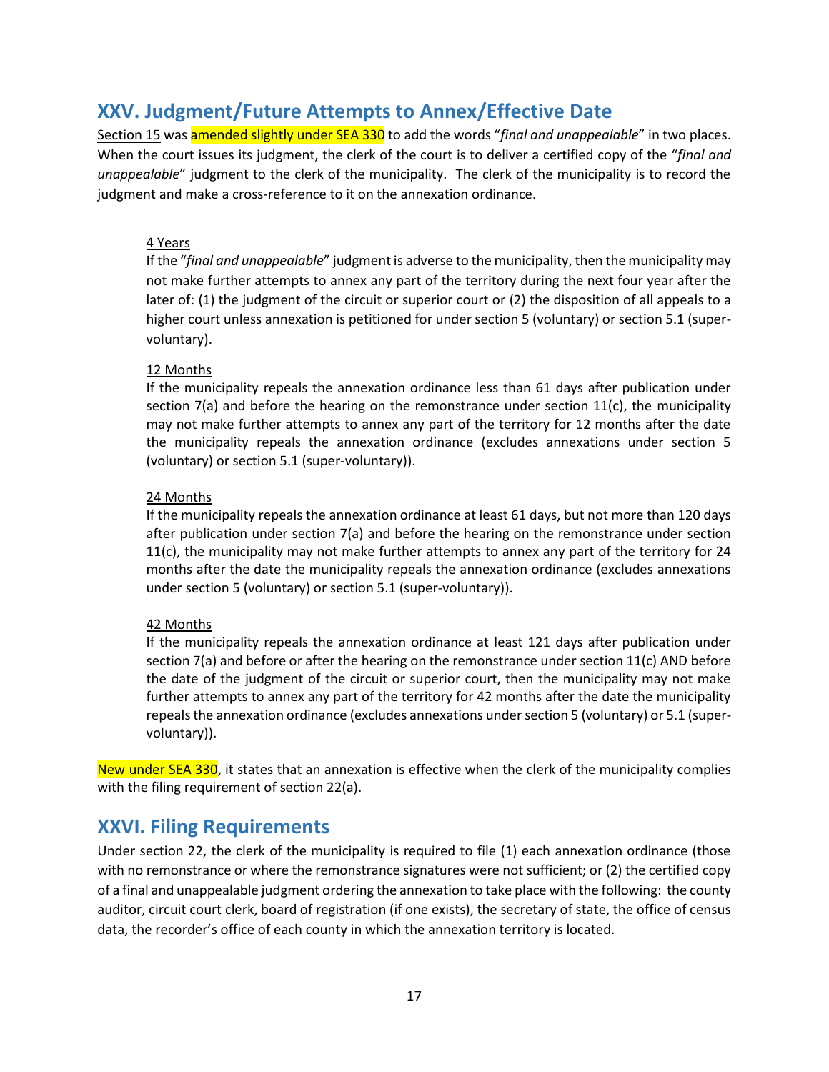## XXV. Judgment/Future Attempts to Annex/Effective Date

Section 15 was amended slightly under SEA 330 to add the words "*final and unappealable*" in two places. When the court issues its judgment, the clerk of the court is to deliver a certified copy of the "*final and unappealable*" judgment to the clerk of the municipality. The clerk of the municipality is to record the judgment and make a cross-reference to it on the annexation ordinance.

4 Years

If the "*final and unappealable*" judgment is adverse to the municipality, then the municipality may not make further attempts to annex any part of the territory during the next four year after the later of: (1) the judgment of the circuit or superior court or (2) the disposition of all appeals to a higher court unless annexation is petitioned for under section 5 (voluntary) or section 5.1 (super-voluntary).

12 Months

If the municipality repeals the annexation ordinance less than 61 days after publication under section 7(a) and before the hearing on the remonstrance under section 11(c), the municipality may not make further attempts to annex any part of the territory for 12 months after the date the municipality repeals the annexation ordinance (excludes annexations under section 5 (voluntary) or section 5.1 (super-voluntary)).

24 Months

If the municipality repeals the annexation ordinance at least 61 days, but not more than 120 days after publication under section 7(a) and before the hearing on the remonstrance under section 11(c), the municipality may not make further attempts to annex any part of the territory for 24 months after the date the municipality repeals the annexation ordinance (excludes annexations under section 5 (voluntary) or section 5.1 (super-voluntary)).

42 Months

If the municipality repeals the annexation ordinance at least 121 days after publication under section 7(a) and before or after the hearing on the remonstrance under section 11(c) AND before the date of the judgment of the circuit or superior court, then the municipality may not make further attempts to annex any part of the territory for 42 months after the date the municipality repeals the annexation ordinance (excludes annexations under section 5 (voluntary) or 5.1 (super-voluntary)).

New under SEA 330, it states that an annexation is effective when the clerk of the municipality complies with the filing requirement of section 22(a).

## XXVI. Filing Requirements

Under section 22, the clerk of the municipality is required to file (1) each annexation ordinance (those with no remonstrance or where the remonstrance signatures were not sufficient; or (2) the certified copy of a final and unappealable judgment ordering the annexation to take place with the following: the county auditor, circuit court clerk, board of registration (if one exists), the secretary of state, the office of census data, the recorder's office of each county in which the annexation territory is located.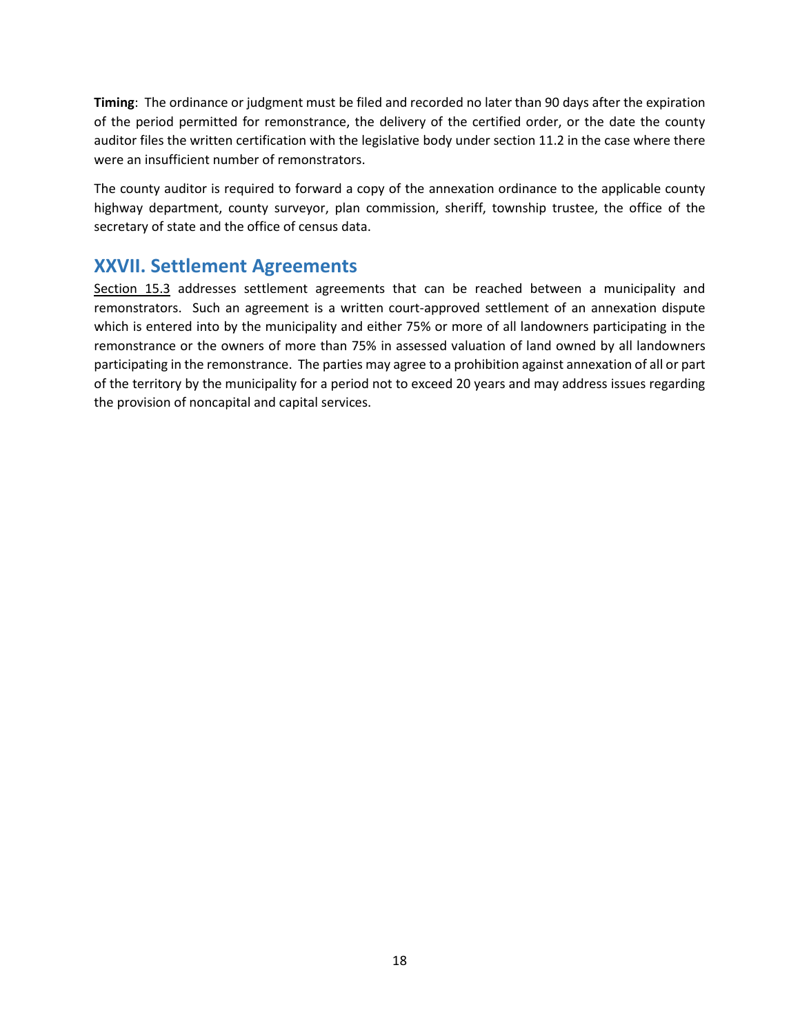**Timing**: The ordinance or judgment must be filed and recorded no later than 90 days after the expiration of the period permitted for remonstrance, the delivery of the certified order, or the date the county auditor files the written certification with the legislative body under section 11.2 in the case where there were an insufficient number of remonstrators.

The county auditor is required to forward a copy of the annexation ordinance to the applicable county highway department, county surveyor, plan commission, sheriff, township trustee, the office of the secretary of state and the office of census data.

## XXVII. Settlement Agreements

Section 15.3 addresses settlement agreements that can be reached between a municipality and remonstrators. Such an agreement is a written court-approved settlement of an annexation dispute which is entered into by the municipality and either 75% or more of all landowners participating in the remonstrance or the owners of more than 75% in assessed valuation of land owned by all landowners participating in the remonstrance. The parties may agree to a prohibition against annexation of all or part of the territory by the municipality for a period not to exceed 20 years and may address issues regarding the provision of noncapital and capital services.